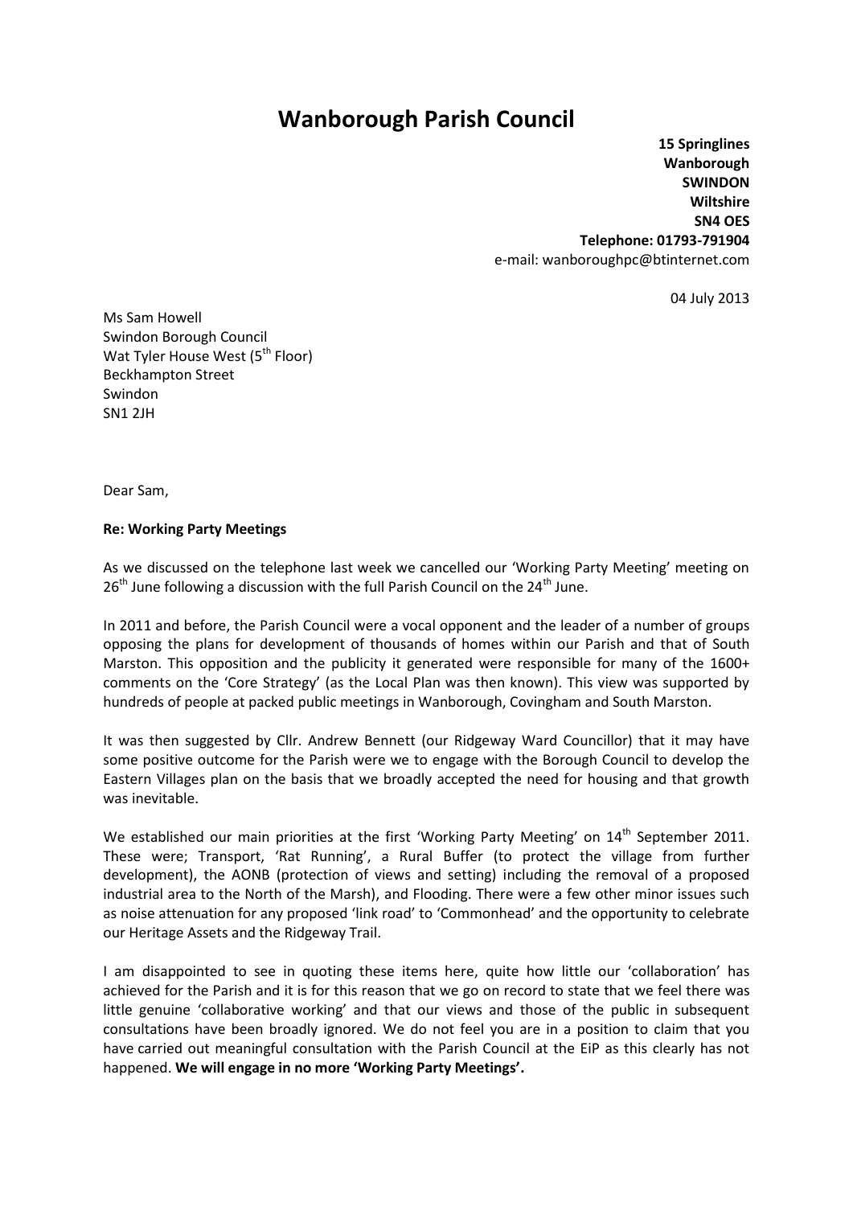# Wanborough Parish Council

**15 Springlines**
**Wanborough**
**SWINDON**
**Wiltshire**
**SN4 OES**
**Telephone: 01793-791904**
e-mail: wanboroughpc@btinternet.com

04 July 2013

Ms Sam Howell
Swindon Borough Council
Wat Tyler House West (5th Floor)
Beckhampton Street
Swindon
SN1 2JH

Dear Sam,

**Re: Working Party Meetings**

As we discussed on the telephone last week we cancelled our 'Working Party Meeting' meeting on 26th June following a discussion with the full Parish Council on the 24th June.

In 2011 and before, the Parish Council were a vocal opponent and the leader of a number of groups opposing the plans for development of thousands of homes within our Parish and that of South Marston. This opposition and the publicity it generated were responsible for many of the 1600+ comments on the 'Core Strategy' (as the Local Plan was then known). This view was supported by hundreds of people at packed public meetings in Wanborough, Covingham and South Marston.

It was then suggested by Cllr. Andrew Bennett (our Ridgeway Ward Councillor) that it may have some positive outcome for the Parish were we to engage with the Borough Council to develop the Eastern Villages plan on the basis that we broadly accepted the need for housing and that growth was inevitable.

We established our main priorities at the first 'Working Party Meeting' on 14th September 2011. These were; Transport, 'Rat Running', a Rural Buffer (to protect the village from further development), the AONB (protection of views and setting) including the removal of a proposed industrial area to the North of the Marsh), and Flooding. There were a few other minor issues such as noise attenuation for any proposed 'link road' to 'Commonhead' and the opportunity to celebrate our Heritage Assets and the Ridgeway Trail.

I am disappointed to see in quoting these items here, quite how little our 'collaboration' has achieved for the Parish and it is for this reason that we go on record to state that we feel there was little genuine 'collaborative working' and that our views and those of the public in subsequent consultations have been broadly ignored. We do not feel you are in a position to claim that you have carried out meaningful consultation with the Parish Council at the EiP as this clearly has not happened. **We will engage in no more 'Working Party Meetings'.**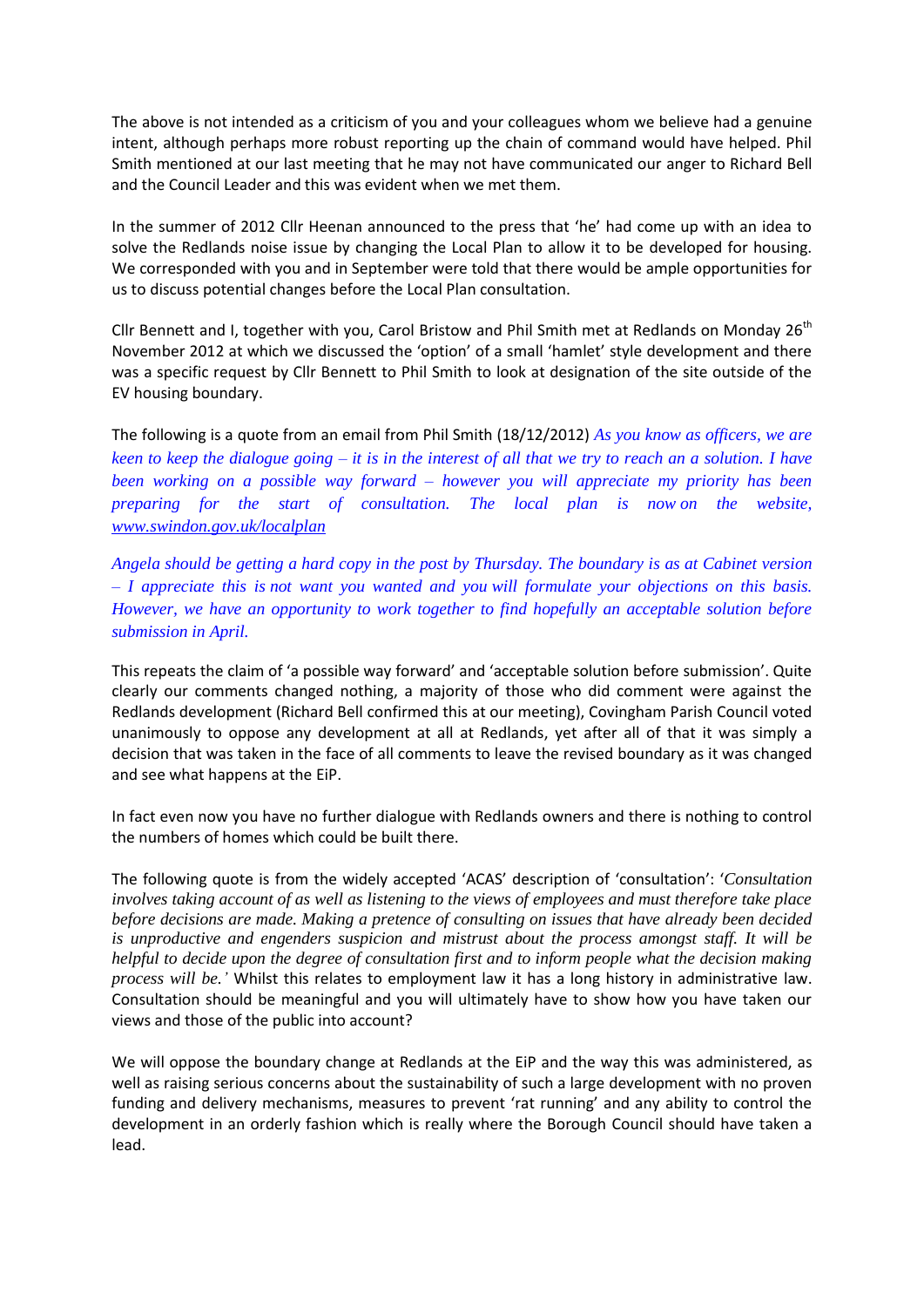The above is not intended as a criticism of you and your colleagues whom we believe had a genuine intent, although perhaps more robust reporting up the chain of command would have helped. Phil Smith mentioned at our last meeting that he may not have communicated our anger to Richard Bell and the Council Leader and this was evident when we met them.

In the summer of 2012 Cllr Heenan announced to the press that 'he' had come up with an idea to solve the Redlands noise issue by changing the Local Plan to allow it to be developed for housing. We corresponded with you and in September were told that there would be ample opportunities for us to discuss potential changes before the Local Plan consultation.

Cllr Bennett and I, together with you, Carol Bristow and Phil Smith met at Redlands on Monday 26th November 2012 at which we discussed the 'option' of a small 'hamlet' style development and there was a specific request by Cllr Bennett to Phil Smith to look at designation of the site outside of the EV housing boundary.

The following is a quote from an email from Phil Smith (18/12/2012) *As you know as officers, we are keen to keep the dialogue going – it is in the interest of all that we try to reach an a solution. I have been working on a possible way forward – however you will appreciate my priority has been preparing for the start of consultation. The local plan is now on the website, www.swindon.gov.uk/localplan*

*Angela should be getting a hard copy in the post by Thursday. The boundary is as at Cabinet version – I appreciate this is not want you wanted and you will formulate your objections on this basis. However, we have an opportunity to work together to find hopefully an acceptable solution before submission in April.*

This repeats the claim of 'a possible way forward' and 'acceptable solution before submission'. Quite clearly our comments changed nothing, a majority of those who did comment were against the Redlands development (Richard Bell confirmed this at our meeting), Covingham Parish Council voted unanimously to oppose any development at all at Redlands, yet after all of that it was simply a decision that was taken in the face of all comments to leave the revised boundary as it was changed and see what happens at the EiP.

In fact even now you have no further dialogue with Redlands owners and there is nothing to control the numbers of homes which could be built there.

The following quote is from the widely accepted 'ACAS' description of 'consultation': '*Consultation involves taking account of as well as listening to the views of employees and must therefore take place before decisions are made. Making a pretence of consulting on issues that have already been decided is unproductive and engenders suspicion and mistrust about the process amongst staff. It will be helpful to decide upon the degree of consultation first and to inform people what the decision making process will be.'* Whilst this relates to employment law it has a long history in administrative law. Consultation should be meaningful and you will ultimately have to show how you have taken our views and those of the public into account?

We will oppose the boundary change at Redlands at the EiP and the way this was administered, as well as raising serious concerns about the sustainability of such a large development with no proven funding and delivery mechanisms, measures to prevent 'rat running' and any ability to control the development in an orderly fashion which is really where the Borough Council should have taken a lead.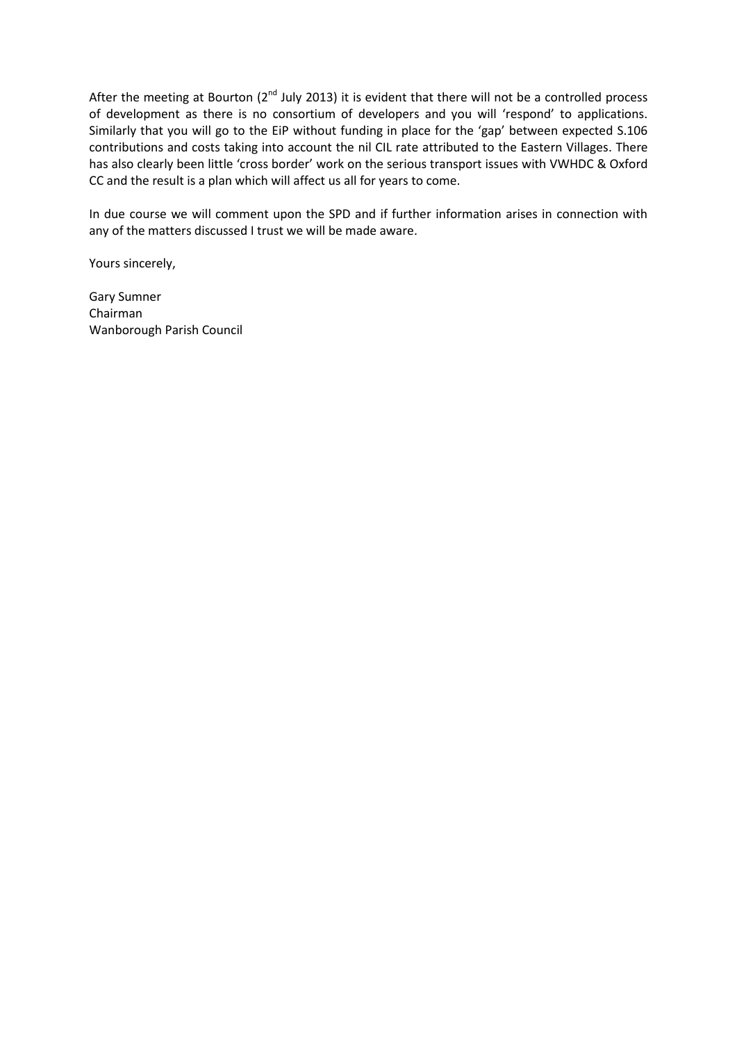After the meeting at Bourton (2nd July 2013) it is evident that there will not be a controlled process of development as there is no consortium of developers and you will 'respond' to applications. Similarly that you will go to the EiP without funding in place for the 'gap' between expected S.106 contributions and costs taking into account the nil CIL rate attributed to the Eastern Villages. There has also clearly been little 'cross border' work on the serious transport issues with VWHDC & Oxford CC and the result is a plan which will affect us all for years to come.

In due course we will comment upon the SPD and if further information arises in connection with any of the matters discussed I trust we will be made aware.

Yours sincerely,

Gary Sumner
Chairman
Wanborough Parish Council